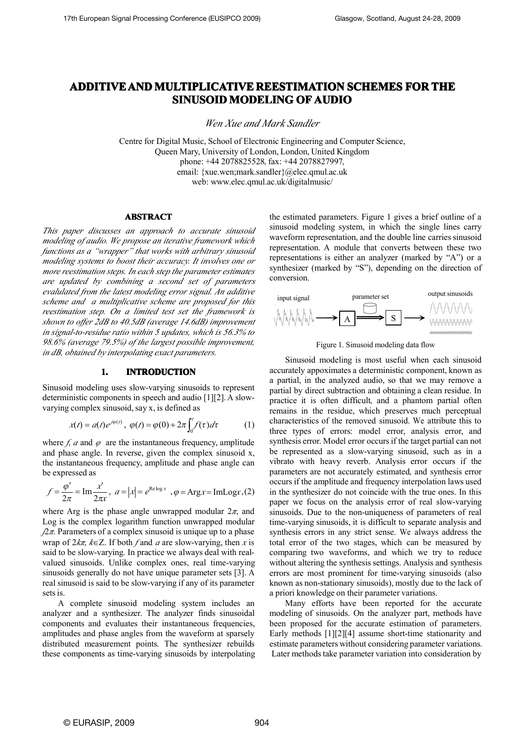# ADDITIVE AND MULTIPLICATIVE REESTIMATION SCHEMES FOR THE SINUSOID MODELING OF AUDIO

*Wen Xue and Mark Sandler*

Centre for Digital Music, School of Electronic Engineering and Computer Science,
Queen Mary, University of London, London, United Kingdom
phone: +44 2078825528, fax: +44 2078827997,
email: {xue.wen;mark.sandler}@elec.qmul.ac.uk
web: www.elec.qmul.ac.uk/digitalmusic/

## ABSTRACT

*This paper discusses an approach to accurate sinusoid modeling of audio. We propose an iterative framework which functions as a "wrapper" that works with arbitrary sinusoid modeling systems to boost their accuracy. It involves one or more reestimation steps. In each step the parameter estimates are updated by combining a second set of parameters evalulated from the latest modeling error signal. An additive scheme and a multiplicative scheme are proposed for this reestimation step. On a limited test set the framework is shown to offer 2dB to 40.5dB (average 14.6dB) improvement in signal-to-residue ratio within 5 updates, which is 56.3% to 98.6% (average 79.5%) of the largest possible improvement, in dB, obtained by interpolating exact parameters.*

## 1. INTRODUCTION

Sinusoid modeling uses slow-varying sinusoids to represent deterministic components in speech and audio [1][2]. A slow-varying complex sinusoid, say x, is defined as

$$x(t) = a(t)e^{j\varphi(t)},\ \varphi(t) = \varphi(0) + 2\pi\int_0^t f(\tau)d\tau \qquad (1)$$

where $f$, $a$ and $\varphi$ are the instantaneous frequency, amplitude and phase angle. In reverse, given the complex sinusoid x, the instantaneous frequency, amplitude and phase angle can be expressed as

$$f = \frac{\varphi'}{2\pi} = \mathrm{Im}\frac{x'}{2\pi x},\ a = |x| = e^{\mathrm{Re}\log x},\ \varphi = \mathrm{Arg}x = \mathrm{Im}\mathrm{Log}x, \qquad (2)$$

where Arg is the phase angle unwrapped modular $2\pi$, and Log is the complex logarithm function unwrapped modular $j2\pi$. Parameters of a complex sinusoid is unique up to a phase wrap of $2k\pi$, $k \in \mathbb{Z}$. If both $f$ and $a$ are slow-varying, then $x$ is said to be slow-varying. In practice we always deal with real-valued sinusoids. Unlike complex ones, real time-varying sinusoids generally do not have unique parameter sets [3]. A real sinusoid is said to be slow-varying if any of its parameter sets is.

A complete sinusoid modeling system includes an analyzer and a synthesizer. The analyzer finds sinusoidal components and evaluates their instantaneous frequencies, amplitudes and phase angles from the waveform at sparsely distributed measurement points. The synthesizer rebuilds these components as time-varying sinusoids by interpolating the estimated parameters. Figure 1 gives a brief outline of a sinusoid modeling system, in which the single lines carry waveform representation, and the double line carries sinusoid representation. A module that converts between these two representations is either an analyzer (marked by "A") or a synthesizer (marked by "S"), depending on the direction of conversion.

Figure 1. Sinusoid modeling data flow

Sinusoid modeling is most useful when each sinusoid accurately appoximates a deterministic component, known as a partial, in the analyzed audio, so that we may remove a partial by direct subtraction and obtaining a clean residue. In practice it is often difficult, and a phantom partial often remains in the residue, which preserves much perceptual characteristics of the removed sinusoid. We attribute this to three types of errors: model error, analysis error, and synthesis error. Model error occurs if the target partial can not be represented as a slow-varying sinusoid, such as in a vibrato with heavy reverb. Analysis error occurs if the parameters are not accurately estimated, and synthesis error occurs if the amplitude and frequency interpolation laws used in the synthesizer do not coincide with the true ones. In this paper we focus on the analysis error of real slow-varying sinusoids. Due to the non-uniqueness of parameters of real time-varying sinusoids, it is difficult to separate analysis and synthesis errors in any strict sense. We always address the total error of the two stages, which can be measured by comparing two waveforms, and which we try to reduce without altering the synthesis settings. Analysis and synthesis errors are most prominent for time-varying sinusoids (also known as non-stationary sinusoids), mostly due to the lack of a priori knowledge on their parameter variations.

Many efforts have been reported for the accurate modeling of sinusoids. On the analyzer part, methods have been proposed for the accurate estimation of parameters. Early methods [1][2][4] assume short-time stationarity and estimate parameters without considering parameter variations. Later methods take parameter variation into consideration by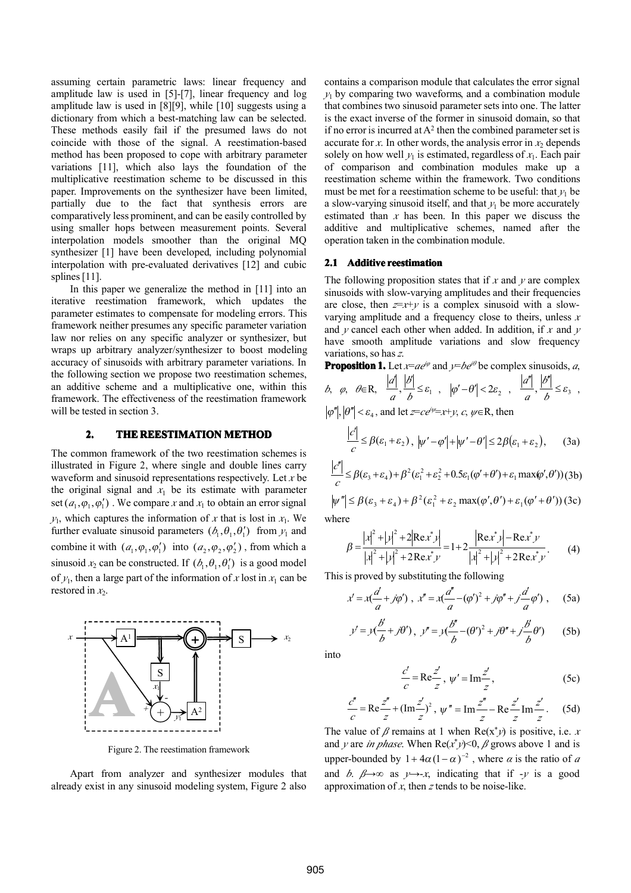assuming certain parametric laws: linear frequency and amplitude law is used in [5]-[7], linear frequency and log amplitude law is used in [8][9], while [10] suggests using a dictionary from which a best-matching law can be selected. These methods easily fail if the presumed laws do not coincide with those of the signal. A reestimation-based method has been proposed to cope with arbitrary parameter variations [11], which also lays the foundation of the multiplicative reestimation scheme to be discussed in this paper. Improvements on the synthesizer have been limited, partially due to the fact that synthesis errors are comparatively less prominent, and can be easily controlled by using smaller hops between measurement points. Several interpolation models smoother than the original MQ synthesizer [1] have been developed, including polynomial interpolation with pre-evaluated derivatives [12] and cubic splines [11].

In this paper we generalize the method in [11] into an iterative reestimation framework, which updates the parameter estimates to compensate for modeling errors. This framework neither presumes any specific parameter variation law nor relies on any specific analyzer or synthesizer, but wraps up arbitrary analyzer/synthesizer to boost modeling accuracy of sinusoids with arbitrary parameter variations. In the following section we propose two reestimation schemes, an additive scheme and a multiplicative one, within this framework. The effectiveness of the reestimation framework will be tested in section 3.

## 2. THE REESTIMATION METHOD

The common framework of the two reestimation schemes is illustrated in Figure 2, where single and double lines carry waveform and sinusoid representations respectively. Let $x$ be the original signal and $x_1$ be its estimate with parameter set $(a_1, \varphi_1, \varphi_1')$. We compare $x$ and $x_1$ to obtain an error signal $y_1$, which captures the information of $x$ that is lost in $x_1$. We further evaluate sinusoid parameters $(b_1, \theta_1, \theta_1')$ from $y_1$ and combine it with $(a_1, \varphi_1, \varphi_1')$ into $(a_2, \varphi_2, \varphi_2')$, from which a sinusoid $x_2$ can be constructed. If $(b_1, \theta_1, \theta_1')$ is a good model of $y_1$, then a large part of the information of $x$ lost in $x_1$ can be restored in $x_2$.

Figure 2. The reestimation framework

Apart from analyzer and synthesizer modules that already exist in any sinusoid modeling system, Figure 2 also contains a comparison module that calculates the error signal $y_1$ by comparing two waveforms, and a combination module that combines two sinusoid parameter sets into one. The latter is the exact inverse of the former in sinusoid domain, so that if no error is incurred at $A^2$ then the combined parameter set is accurate for $x$. In other words, the analysis error in $x_2$ depends solely on how well $y_1$ is estimated, regardless of $x_1$. Each pair of comparison and combination modules make up a reestimation scheme within the framework. Two conditions must be met for a reestimation scheme to be useful: that $y_1$ be a slow-varying sinusoid itself, and that $y_1$ be more accurately estimated than $x$ has been. In this paper we discuss the additive and multiplicative schemes, named after the operation taken in the combination module.

### 2.1 Additive reestimation

The following proposition states that if $x$ and $y$ are complex sinusoids with slow-varying amplitudes and their frequencies are close, then $z=x+y$ is a complex sinusoid with a slow-varying amplitude and a frequency close to theirs, unless $x$ and $y$ cancel each other when added. In addition, if $x$ and $y$ have smooth amplitude variations and slow frequency variations, so has $z$.

**Proposition 1.** Let $x=ae^{j\varphi}$ and $y=be^{j\theta}$ be complex sinusoids, $a$, $b$, $\varphi$, $\theta\in\mathbb{R}$, $\frac{|a'|}{a}, \frac{|b'|}{b} \le \varepsilon_1$, $|\varphi'-\theta'|<2\varepsilon_2$, $\frac{|a''|}{a}, \frac{|b''|}{b} \le \varepsilon_3$, $|\varphi''|, |\theta''| < \varepsilon_4$, and let $z=ce^{j\psi}=x+y$, $c$, $\psi\in\mathbb{R}$, then

$$\frac{|c'|}{c} \le \beta(\varepsilon_1+\varepsilon_2),\ |\psi'-\varphi'|+|\psi'-\theta'| \le 2\beta(\varepsilon_1+\varepsilon_2), \tag{3a}$$

$$\frac{|c''|}{c} \le \beta(\varepsilon_3+\varepsilon_4)+\beta^2(\varepsilon_1^2+\varepsilon_2^2+0.5\varepsilon_1(\varphi'+\theta')+\varepsilon_1\max(\varphi',\theta')) \tag{3b}$$

$$|\psi''| \le \beta(\varepsilon_3+\varepsilon_4)+\beta^2(\varepsilon_1^2+\varepsilon_2\max(\varphi',\theta')+\varepsilon_1(\varphi'+\theta')) \tag{3c}$$

where

$$\beta = \frac{|x|^2+|y|^2+2|\mathrm{Re}\,x^*y|}{|x|^2+|y|^2+2\mathrm{Re}\,x^*y} = 1+2\frac{|\mathrm{Re}\,x^*y|-\mathrm{Re}\,x^*y}{|x|^2+|y|^2+2\mathrm{Re}\,x^*y}. \tag{4}$$

This is proved by substituting the following

$$x' = x(\frac{a'}{a}+j\varphi'),\ x'' = x(\frac{a''}{a}-(\varphi')^2+j\varphi''+j\frac{a'}{a}\varphi'), \tag{5a}$$

$$y' = y(\frac{b'}{b}+j\theta'),\ y'' = y(\frac{b''}{b}-(\theta')^2+j\theta''+j\frac{b'}{b}\theta') \tag{5b}$$

into

$$\frac{c'}{c} = \mathrm{Re}\frac{z'}{z},\ \psi' = \mathrm{Im}\frac{z'}{z}, \tag{5c}$$

$$\frac{c''}{c} = \mathrm{Re}\frac{z''}{z}+(\mathrm{Im}\frac{z'}{z})^2,\ \psi'' = \mathrm{Im}\frac{z''}{z}-\mathrm{Re}\frac{z'}{z}\mathrm{Im}\frac{z'}{z}. \tag{5d}$$

The value of $\beta$ remains at 1 when $\mathrm{Re}(x^*y)$ is positive, i.e. $x$ and $y$ are *in phase*. When $\mathrm{Re}(x^*y)<0$, $\beta$ grows above 1 and is upper-bounded by $1+4\alpha(1-\alpha)^{-2}$, where $\alpha$ is the ratio of $a$ and $b$. $\beta\to\infty$ as $y\to -x$, indicating that if $-y$ is a good approximation of $x$, then $z$ tends to be noise-like.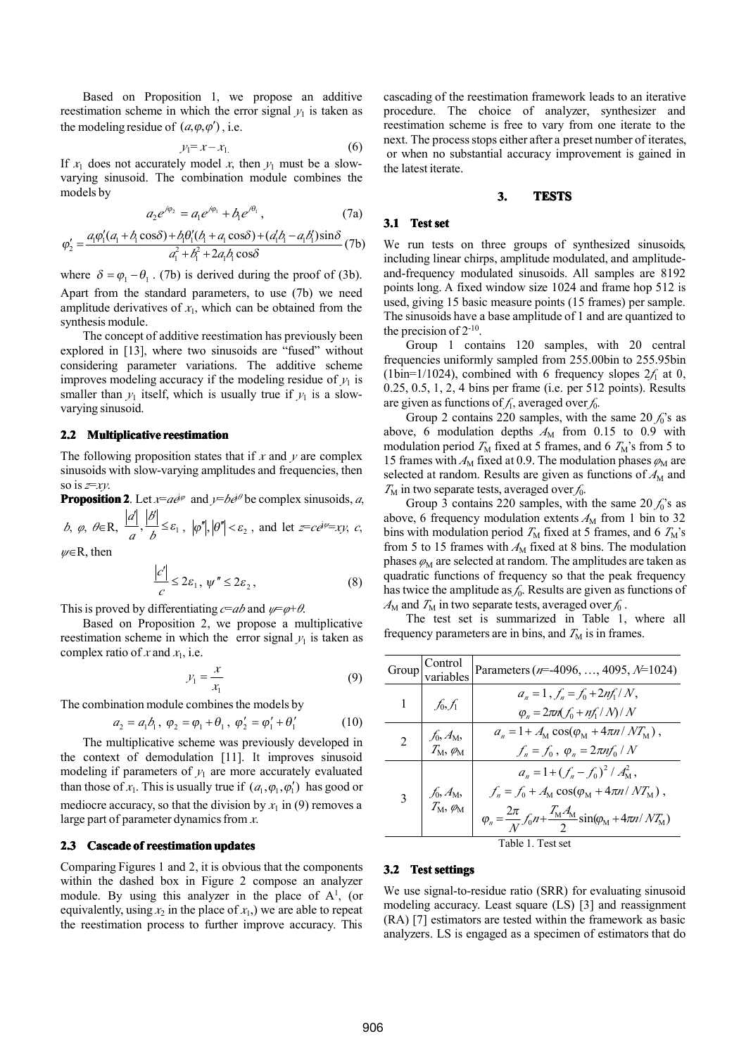Based on Proposition 1, we propose an additive reestimation scheme in which the error signal $y_1$ is taken as the modeling residue of $(a,\varphi,\varphi')$, i.e.

$$y_1 = x - x_1. \tag{6}$$

If $x_1$ does not accurately model $x$, then $y_1$ must be a slow-varying sinusoid. The combination module combines the models by

$$a_2 e^{j\varphi_2} = a_1 e^{j\varphi_1} + b_1 e^{j\theta_1}, \tag{7a}$$

$$\varphi_2' = \frac{a_1\varphi_1'(a_1 + b_1\cos\delta) + b_1\theta_1'(b_1 + a_1\cos\delta) + (a_1' b_1 - a_1 b_1')\sin\delta}{a_1^2 + b_1^2 + 2a_1 b_1\cos\delta} \tag{7b}$$

where $\delta = \varphi_1 - \theta_1$. (7b) is derived during the proof of (3b). Apart from the standard parameters, to use (7b) we need amplitude derivatives of $x_1$, which can be obtained from the synthesis module.

The concept of additive reestimation has previously been explored in [13], where two sinusoids are "fused" without considering parameter variations. The additive scheme improves modeling accuracy if the modeling residue of $y_1$ is smaller than $y_1$ itself, which is usually true if $y_1$ is a slow-varying sinusoid.

### 2.2 Multiplicative reestimation

The following proposition states that if $x$ and $y$ are complex sinusoids with slow-varying amplitudes and frequencies, then so is $z=xy$.

**Proposition 2**. Let $x=ae^{j\varphi}$ and $y=be^{j\theta}$ be complex sinusoids, $a$, $b$, $\varphi$, $\theta \in \mathbb{R}$, $\frac{|a'|}{a}, \frac{|b'|}{b} \le \varepsilon_1$, $|\varphi''|, |\theta''| < \varepsilon_2$, and let $z=ce^{j\psi}=xy$, $c$, $\psi \in \mathbb{R}$, then

$$\frac{|c'|}{c} \le 2\varepsilon_1,\ \psi'' \le 2\varepsilon_2, \tag{8}$$

This is proved by differentiating $c=ab$ and $\psi=\varphi+\theta$.

Based on Proposition 2, we propose a multiplicative reestimation scheme in which the error signal $y_1$ is taken as complex ratio of $x$ and $x_1$, i.e.

$$y_1 = \frac{x}{x_1} \tag{9}$$

The combination module combines the models by

$$a_2 = a_1 b_1,\ \varphi_2 = \varphi_1 + \theta_1,\ \varphi_2' = \varphi_1' + \theta_1' \tag{10}$$

The multiplicative scheme was previously developed in the context of demodulation [11]. It improves sinusoid modeling if parameters of $y_1$ are more accurately evaluated than those of $x_1$. This is usually true if $(a_1,\varphi_1,\varphi_1')$ has good or mediocre accuracy, so that the division by $x_1$ in (9) removes a large part of parameter dynamics from $x$.

### 2.3 Cascade of reestimation updates

Comparing Figures 1 and 2, it is obvious that the components within the dashed box in Figure 2 compose an analyzer module. By using this analyzer in the place of $A^1$, (or equivalently, using $x_2$ in the place of $x_1$,) we are able to repeat the reestimation process to further improve accuracy. This cascading of the reestimation framework leads to an iterative procedure. The choice of analyzer, synthesizer and reestimation scheme is free to vary from one iterate to the next. The process stops either after a preset number of iterates, or when no substantial accuracy improvement is gained in the latest iterate.

## 3. TESTS

### 3.1 Test set

We run tests on three groups of synthesized sinusoids, including linear chirps, amplitude modulated, and amplitude-and-frequency modulated sinusoids. All samples are 8192 points long. A fixed window size 1024 and frame hop 512 is used, giving 15 basic measure points (15 frames) per sample. The sinusoids have a base amplitude of 1 and are quantized to the precision of $2^{-10}$.

Group 1 contains 120 samples, with 20 central frequencies uniformly sampled from 255.00bin to 255.95bin (1bin=1/1024), combined with 6 frequency slopes $2f_1$ at 0, 0.25, 0.5, 1, 2, 4 bins per frame (i.e. per 512 points). Results are given as functions of $f_1$, averaged over $f_0$.

Group 2 contains 220 samples, with the same 20 $f_0$'s as above, 6 modulation depths $A_M$ from 0.15 to 0.9 with modulation period $T_M$ fixed at 5 frames, and 6 $T_M$'s from 5 to 15 frames with $A_M$ fixed at 0.9. The modulation phases $\varphi_M$ are selected at random. Results are given as functions of $A_M$ and $T_M$ in two separate tests, averaged over $f_0$.

Group 3 contains 220 samples, with the same 20 $f_0$'s as above, 6 frequency modulation extents $A_M$ from 1 bin to 32 bins with modulation period $T_M$ fixed at 5 frames, and 6 $T_M$'s from 5 to 15 frames with $A_M$ fixed at 8 bins. The modulation phases $\varphi_M$ are selected at random. The amplitudes are taken as quadratic functions of frequency so that the peak frequency has twice the amplitude as $f_0$. Results are given as functions of $A_M$ and $T_M$ in two separate tests, averaged over $f_0$.

The test set is summarized in Table 1, where all frequency parameters are in bins, and $T_M$ is in frames.

| Group | Control variables | Parameters ($n$=-4096, …, 4095, $N$=1024) |
|---|---|---|
| 1 | $f_0$, $f_1$ | $a_n = 1$, $f_n = f_0 + 2nf_1/N$, $\varphi_n = 2\pi n(f_0 + nf_1/N)/N$ |
| 2 | $f_0$, $A_M$, $T_M$, $\varphi_M$ | $a_n = 1 + A_M\cos(\varphi_M + 4\pi n/NT_M)$, $f_n = f_0$, $\varphi_n = 2\pi n f_0/N$ |
| 3 | $f_0$, $A_M$, $T_M$, $\varphi_M$ | $a_n = 1 + (f_n - f_0)^2/A_M^2$, $f_n = f_0 + A_M\cos(\varphi_M + 4\pi n/NT_M)$, $\varphi_n = \frac{2\pi}{N}f_0 n + \frac{T_M A_M}{2}\sin(\varphi_M + 4\pi n/NT_M)$ |

Table 1. Test set

### 3.2 Test settings

We use signal-to-residue ratio (SRR) for evaluating sinusoid modeling accuracy. Least square (LS) [3] and reassignment (RA) [7] estimators are tested within the framework as basic analyzers. LS is engaged as a specimen of estimators that do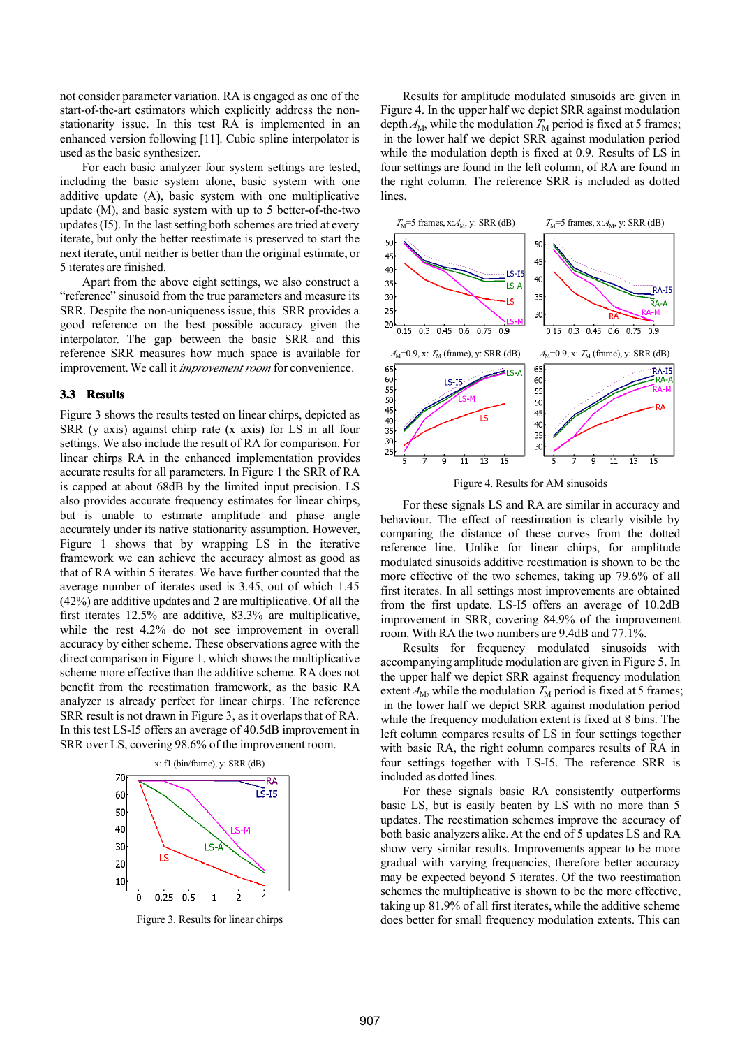not consider parameter variation. RA is engaged as one of the start-of-the-art estimators which explicitly address the non-stationarity issue. In this test RA is implemented in an enhanced version following [11]. Cubic spline interpolator is used as the basic synthesizer.

For each basic analyzer four system settings are tested, including the basic system alone, basic system with one additive update (A), basic system with one multiplicative update (M), and basic system with up to 5 better-of-the-two updates (I5). In the last setting both schemes are tried at every iterate, but only the better reestimate is preserved to start the next iterate, until neither is better than the original estimate, or 5 iterates are finished.

Apart from the above eight settings, we also construct a "reference" sinusoid from the true parameters and measure its SRR. Despite the non-uniqueness issue, this SRR provides a good reference on the best possible accuracy given the interpolator. The gap between the basic SRR and this reference SRR measures how much space is available for improvement. We call it *improvement room* for convenience.

### 3.3 Results

Figure 3 shows the results tested on linear chirps, depicted as SRR (y axis) against chirp rate (x axis) for LS in all four settings. We also include the result of RA for comparison. For linear chirps RA in the enhanced implementation provides accurate results for all parameters. In Figure 1 the SRR of RA is capped at about 68dB by the limited input precision. LS also provides accurate frequency estimates for linear chirps, but is unable to estimate amplitude and phase angle accurately under its native stationarity assumption. However, Figure 1 shows that by wrapping LS in the iterative framework we can achieve the accuracy almost as good as that of RA within 5 iterates. We have further counted that the average number of iterates used is 3.45, out of which 1.45 (42%) are additive updates and 2 are multiplicative. Of all the first iterates 12.5% are additive, 83.3% are multiplicative, while the rest 4.2% do not see improvement in overall accuracy by either scheme. These observations agree with the direct comparison in Figure 1, which shows the multiplicative scheme more effective than the additive scheme. RA does not benefit from the reestimation framework, as the basic RA analyzer is already perfect for linear chirps. The reference SRR result is not drawn in Figure 3, as it overlaps that of RA. In this test LS-I5 offers an average of 40.5dB improvement in SRR over LS, covering 98.6% of the improvement room.

Figure 3. Results for linear chirps

Results for amplitude modulated sinusoids are given in Figure 4. In the upper half we depict SRR against modulation depth $A_M$, while the modulation $T_M$ period is fixed at 5 frames; in the lower half we depict SRR against modulation period while the modulation depth is fixed at 0.9. Results of LS in four settings are found in the left column, of RA are found in the right column. The reference SRR is included as dotted lines.

Figure 4. Results for AM sinusoids

For these signals LS and RA are similar in accuracy and behaviour. The effect of reestimation is clearly visible by comparing the distance of these curves from the dotted reference line. Unlike for linear chirps, for amplitude modulated sinusoids additive reestimation is shown to be the more effective of the two schemes, taking up 79.6% of all first iterates. In all settings most improvements are obtained from the first update. LS-I5 offers an average of 10.2dB improvement in SRR, covering 84.9% of the improvement room. With RA the two numbers are 9.4dB and 77.1%.

Results for frequency modulated sinusoids with accompanying amplitude modulation are given in Figure 5. In the upper half we depict SRR against frequency modulation extent $A_M$, while the modulation $T_M$ period is fixed at 5 frames; in the lower half we depict SRR against modulation period while the frequency modulation extent is fixed at 8 bins. The left column compares results of LS in four settings together with basic RA, the right column compares results of RA in four settings together with LS-I5. The reference SRR is included as dotted lines.

For these signals basic RA consistently outperforms basic LS, but is easily beaten by LS with no more than 5 updates. The reestimation schemes improve the accuracy of both basic analyzers alike. At the end of 5 updates LS and RA show very similar results. Improvements appear to be more gradual with varying frequencies, therefore better accuracy may be expected beyond 5 iterates. Of the two reestimation schemes the multiplicative is shown to be the more effective, taking up 81.9% of all first iterates, while the additive scheme does better for small frequency modulation extents. This can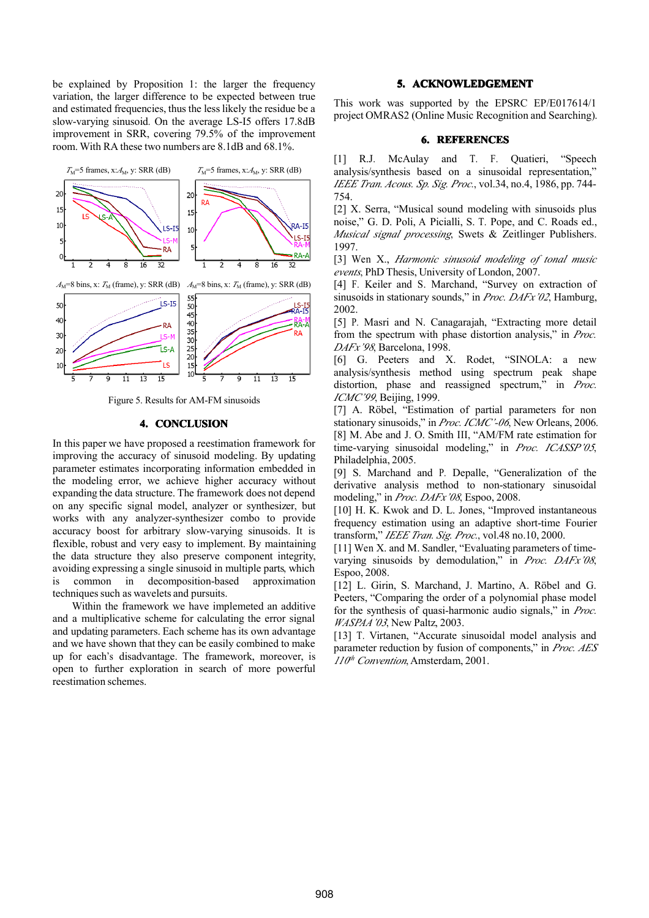be explained by Proposition 1: the larger the frequency variation, the larger difference to be expected between true and estimated frequencies, thus the less likely the residue be a slow-varying sinusoid. On the average LS-I5 offers 17.8dB improvement in SRR, covering 79.5% of the improvement room. With RA these two numbers are 8.1dB and 68.1%.

$T_M$=5 frames, x:$A_M$, y: SRR (dB)

20
15
10
5
0
1 2 4 8 16 32
LS LS-A LS-I5 LS-M RA

$T_M$=5 frames, x:$A_M$, y: SRR (dB)

20
15
10
5
1 2 4 8 16 32
RA RA-I5 LS-I5 RA-M RA-A

$A_M$=8 bins, x: $T_M$ (frame), y: SRR (dB)

50
40
30
20
10
5 7 9 11 13 15
LS-I5 RA LS-M LS-A LS

$A_M$=8 bins, x: $T_M$ (frame), y: SRR (dB)

55
50
45
40
35
30
25
20
15
10
5 7 9 11 13 15
LS-I5 RA-I5 RA-M RA-A RA

Figure 5. Results for AM-FM sinusoids

## 4. CONCLUSION

In this paper we have proposed a reestimation framework for improving the accuracy of sinusoid modeling. By updating parameter estimates incorporating information embedded in the modeling error, we achieve higher accuracy without expanding the data structure. The framework does not depend on any specific signal model, analyzer or synthesizer, but works with any analyzer-synthesizer combo to provide accuracy boost for arbitrary slow-varying sinusoids. It is flexible, robust and very easy to implement. By maintaining the data structure they also preserve component integrity, avoiding expressing a single sinusoid in multiple parts, which is common in decomposition-based approximation techniques such as wavelets and pursuits.

Within the framework we have implemeted an additive and a multiplicative scheme for calculating the error signal and updating parameters. Each scheme has its own advantage and we have shown that they can be easily combined to make up for each's disadvantage. The framework, moreover, is open to further exploration in search of more powerful reestimation schemes.

## 5. ACKNOWLEDGEMENT

This work was supported by the EPSRC EP/E017614/1 project OMRAS2 (Online Music Recognition and Searching).

## 6. REFERENCES

[1] R.J. McAulay and T. F. Quatieri, "Speech analysis/synthesis based on a sinusoidal representation," *IEEE Tran. Acous. Sp. Sig. Proc.*, vol.34, no.4, 1986, pp. 744-754.

[2] X. Serra, "Musical sound modeling with sinusoids plus noise," G. D. Poli, A Picialli, S. T. Pope, and C. Roads ed., *Musical signal processing*, Swets & Zeitlinger Publishers. 1997.

[3] Wen X., *Harmonic sinusoid modeling of tonal music events*, PhD Thesis, University of London, 2007.

[4] F. Keiler and S. Marchand, "Survey on extraction of sinusoids in stationary sounds," in *Proc. DAFx'02*, Hamburg, 2002.

[5] P. Masri and N. Canagarajah, "Extracting more detail from the spectrum with phase distortion analysis," in *Proc. DAFx'98*, Barcelona, 1998.

[6] G. Peeters and X. Rodet, "SINOLA: a new analysis/synthesis method using spectrum peak shape distortion, phase and reassigned spectrum," in *Proc. ICMC'99*, Beijing, 1999.

[7] A. Röbel, "Estimation of partial parameters for non stationary sinusoids," in *Proc. ICMC'-06*, New Orleans, 2006.

[8] M. Abe and J. O. Smith III, "AM/FM rate estimation for time-varying sinusoidal modeling," in *Proc. ICASSP'05*, Philadelphia, 2005.

[9] S. Marchand and P. Depalle, "Generalization of the derivative analysis method to non-stationary sinusoidal modeling," in *Proc. DAFx'08*, Espoo, 2008.

[10] H. K. Kwok and D. L. Jones, "Improved instantaneous frequency estimation using an adaptive short-time Fourier transform," *IEEE Tran. Sig. Proc.*, vol.48 no.10, 2000.

[11] Wen X. and M. Sandler, "Evaluating parameters of time-varying sinusoids by demodulation," in *Proc. DAFx'08*, Espoo, 2008.

[12] L. Girin, S. Marchand, J. Martino, A. Röbel and G. Peeters, "Comparing the order of a polynomial phase model for the synthesis of quasi-harmonic audio signals," in *Proc. WASPAA'03*, New Paltz, 2003.

[13] T. Virtanen, "Accurate sinusoidal model analysis and parameter reduction by fusion of components," in *Proc. AES 110th Convention*, Amsterdam, 2001.